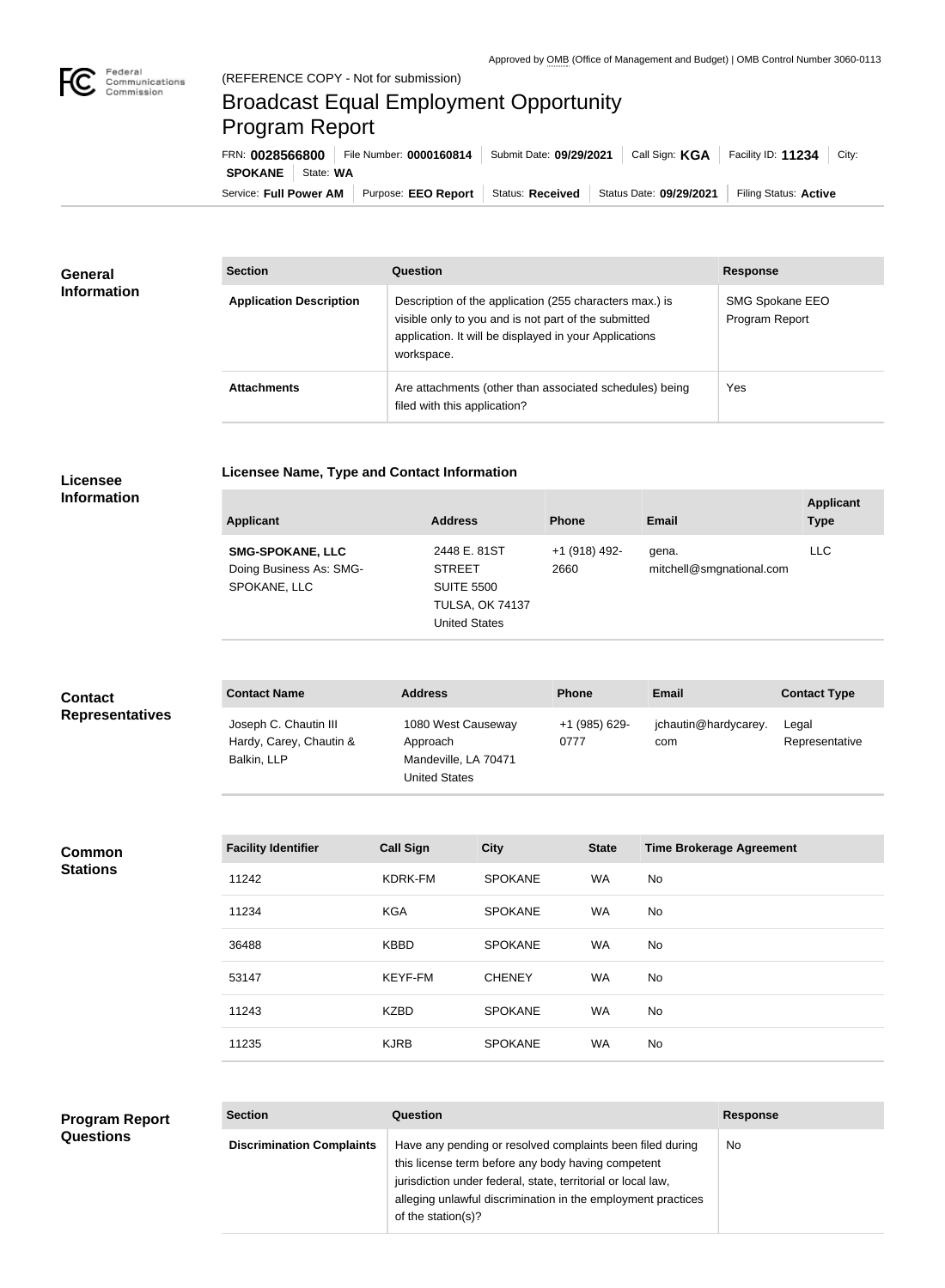Approved by OMB (Office of Management and Budget) | OMB Control Number 3060-0113

(REFERENCE COPY - Not for submission)

# Broadcast Equal Employment Opportunity Program Report

FRN: **0028566800** | File Number: **0000160814** | Submit Date: **09/29/2021** | Call Sign: **KGA** | Facility ID: **11234** | City: **SPOKANE** | State: **WA**

Service: **Full Power AM** | Purpose: **EEO Report** | Status: **Received** | Status Date: **09/29/2021** | Filing Status: **Active**

## General Information

| Section | Question | Response |
| --- | --- | --- |
| **Application Description** | Description of the application (255 characters max.) is visible only to you and is not part of the submitted application. It will be displayed in your Applications workspace. | SMG Spokane EEO Program Report |
| **Attachments** | Are attachments (other than associated schedules) being filed with this application? | Yes |

## Licensee Information

### Licensee Name, Type and Contact Information

| Applicant | Address | Phone | Email | Applicant Type |
| --- | --- | --- | --- | --- |
| **SMG-SPOKANE, LLC** Doing Business As: SMG-SPOKANE, LLC | 2448 E. 81ST STREET SUITE 5500 TULSA, OK 74137 United States | +1 (918) 492-2660 | gena.mitchell@smgnational.com | LLC |

## Contact Representatives

| Contact Name | Address | Phone | Email | Contact Type |
| --- | --- | --- | --- | --- |
| Joseph C. Chautin III Hardy, Carey, Chautin & Balkin, LLP | 1080 West Causeway Approach Mandeville, LA 70471 United States | +1 (985) 629-0777 | jchautin@hardycarey.com | Legal Representative |

## Common Stations

| Facility Identifier | Call Sign | City | State | Time Brokerage Agreement |
| --- | --- | --- | --- | --- |
| 11242 | KDRK-FM | SPOKANE | WA | No |
| 11234 | KGA | SPOKANE | WA | No |
| 36488 | KBBD | SPOKANE | WA | No |
| 53147 | KEYF-FM | CHENEY | WA | No |
| 11243 | KZBD | SPOKANE | WA | No |
| 11235 | KJRB | SPOKANE | WA | No |

## Program Report Questions

| Section | Question | Response |
| --- | --- | --- |
| **Discrimination Complaints** | Have any pending or resolved complaints been filed during this license term before any body having competent jurisdiction under federal, state, territorial or local law, alleging unlawful discrimination in the employment practices of the station(s)? | No |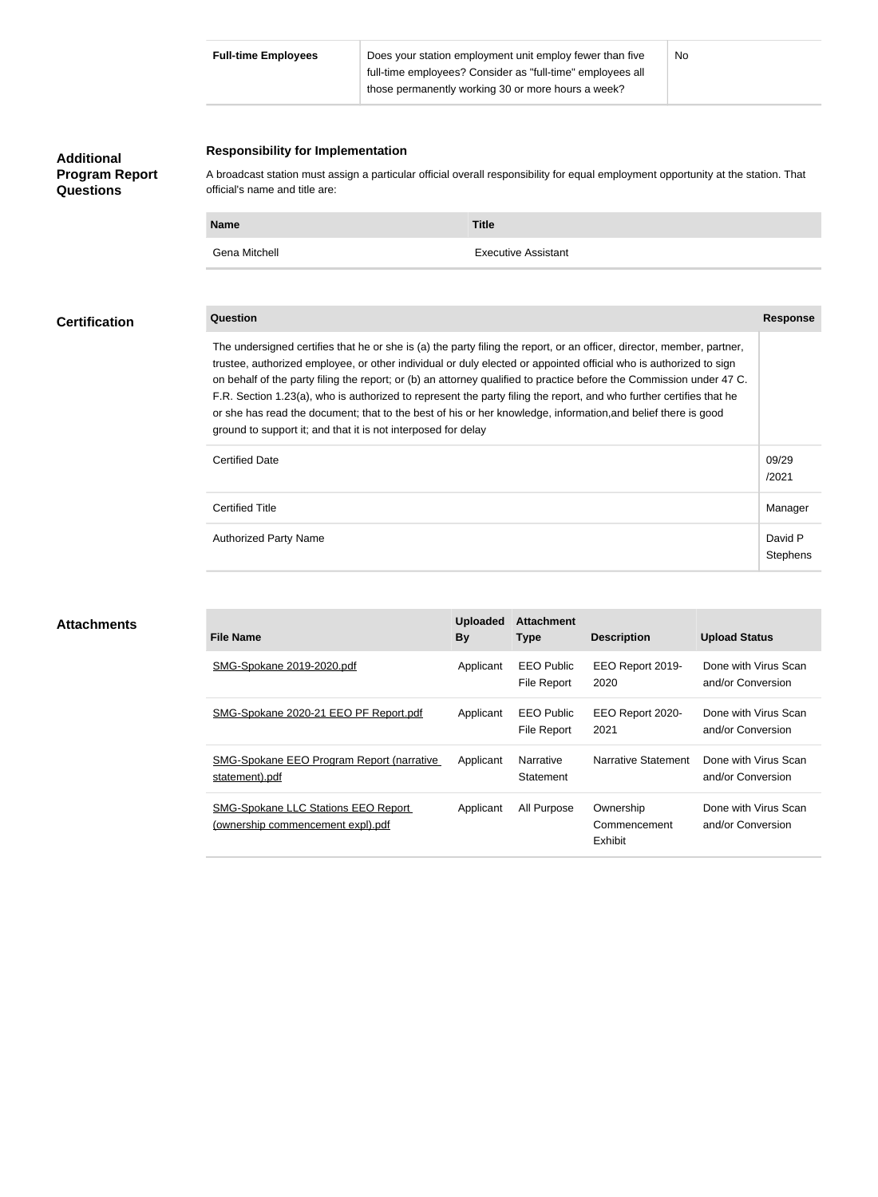| | | |
|---|---|---|
| **Full-time Employees** | Does your station employment unit employ fewer than five full-time employees? Consider as "full-time" employees all those permanently working 30 or more hours a week? | No |

## Additional Program Report Questions

### Responsibility for Implementation

A broadcast station must assign a particular official overall responsibility for equal employment opportunity at the station. That official's name and title are:

| Name | Title |
|---|---|
| Gena Mitchell | Executive Assistant |

## Certification

| Question | Response |
|---|---|
| The undersigned certifies that he or she is (a) the party filing the report, or an officer, director, member, partner, trustee, authorized employee, or other individual or duly elected or appointed official who is authorized to sign on behalf of the party filing the report; or (b) an attorney qualified to practice before the Commission under 47 C.F.R. Section 1.23(a), who is authorized to represent the party filing the report, and who further certifies that he or she has read the document; that to the best of his or her knowledge, information,and belief there is good ground to support it; and that it is not interposed for delay | |
| Certified Date | 09/29/2021 |
| Certified Title | Manager |
| Authorized Party Name | David P Stephens |

## Attachments

| File Name | Uploaded By | Attachment Type | Description | Upload Status |
|---|---|---|---|---|
| SMG-Spokane 2019-2020.pdf | Applicant | EEO Public File Report | EEO Report 2019-2020 | Done with Virus Scan and/or Conversion |
| SMG-Spokane 2020-21 EEO PF Report.pdf | Applicant | EEO Public File Report | EEO Report 2020-2021 | Done with Virus Scan and/or Conversion |
| SMG-Spokane EEO Program Report (narrative statement).pdf | Applicant | Narrative Statement | Narrative Statement | Done with Virus Scan and/or Conversion |
| SMG-Spokane LLC Stations EEO Report (ownership commencement expl).pdf | Applicant | All Purpose | Ownership Commencement Exhibit | Done with Virus Scan and/or Conversion |